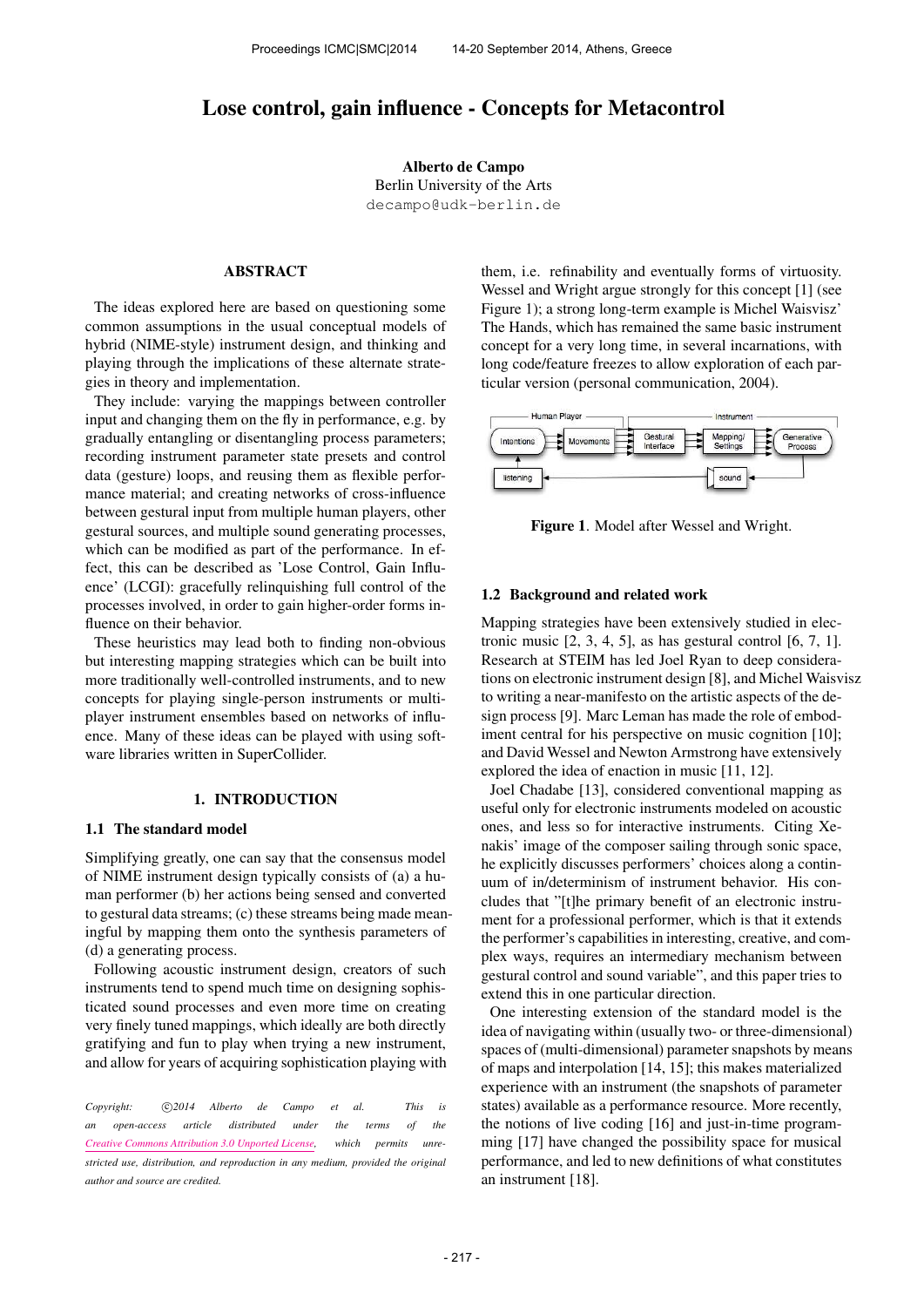# Lose control, gain influence - Concepts for Metacontrol

**Alberto de Campo**
Berlin University of the Arts
decampo@udk-berlin.de

## ABSTRACT

The ideas explored here are based on questioning some common assumptions in the usual conceptual models of hybrid (NIME-style) instrument design, and thinking and playing through the implications of these alternate strategies in theory and implementation.

They include: varying the mappings between controller input and changing them on the fly in performance, e.g. by gradually entangling or disentangling process parameters; recording instrument parameter state presets and control data (gesture) loops, and reusing them as flexible performance material; and creating networks of cross-influence between gestural input from multiple human players, other gestural sources, and multiple sound generating processes, which can be modified as part of the performance. In effect, this can be described as 'Lose Control, Gain Influence' (LCGI): gracefully relinquishing full control of the processes involved, in order to gain higher-order forms influence on their behavior.

These heuristics may lead both to finding non-obvious but interesting mapping strategies which can be built into more traditionally well-controlled instruments, and to new concepts for playing single-person instruments or multi-player instrument ensembles based on networks of influence. Many of these ideas can be played with using software libraries written in SuperCollider.

## 1. INTRODUCTION

### 1.1 The standard model

Simplifying greatly, one can say that the consensus model of NIME instrument design typically consists of (a) a human performer (b) her actions being sensed and converted to gestural data streams; (c) these streams being made meaningful by mapping them onto the synthesis parameters of (d) a generating process.

Following acoustic instrument design, creators of such instruments tend to spend much time on designing sophisticated sound processes and even more time on creating very finely tuned mappings, which ideally are both directly gratifying and fun to play when trying a new instrument, and allow for years of acquiring sophistication playing with them, i.e. refinability and eventually forms of virtuosity. Wessel and Wright argue strongly for this concept [1] (see Figure 1); a strong long-term example is Michel Waisvisz' The Hands, which has remained the same basic instrument concept for a very long time, in several incarnations, with long code/feature freezes to allow exploration of each particular version (personal communication, 2004).

**Figure 1**. Model after Wessel and Wright.

### 1.2 Background and related work

Mapping strategies have been extensively studied in electronic music [2, 3, 4, 5], as has gestural control [6, 7, 1]. Research at STEIM has led Joel Ryan to deep considerations on electronic instrument design [8], and Michel Waisvisz to writing a near-manifesto on the artistic aspects of the design process [9]. Marc Leman has made the role of embodiment central for his perspective on music cognition [10]; and David Wessel and Newton Armstrong have extensively explored the idea of enaction in music [11, 12].

Joel Chadabe [13], considered conventional mapping as useful only for electronic instruments modeled on acoustic ones, and less so for interactive instruments. Citing Xenakis' image of the composer sailing through sonic space, he explicitly discusses performers' choices along a continuum of in/determinism of instrument behavior. His concludes that "[t]he primary benefit of an electronic instrument for a professional performer, which is that it extends the performer's capabilities in interesting, creative, and complex ways, requires an intermediary mechanism between gestural control and sound variable", and this paper tries to extend this in one particular direction.

One interesting extension of the standard model is the idea of navigating within (usually two- or three-dimensional) spaces of (multi-dimensional) parameter snapshots by means of maps and interpolation [14, 15]; this makes materialized experience with an instrument (the snapshots of parameter states) available as a performance resource. More recently, the notions of live coding [16] and just-in-time programming [17] have changed the possibility space for musical performance, and led to new definitions of what constitutes an instrument [18].

*Copyright: ©2014 Alberto de Campo et al. This is an open-access article distributed under the terms of the Creative Commons Attribution 3.0 Unported License, which permits unrestricted use, distribution, and reproduction in any medium, provided the original author and source are credited.*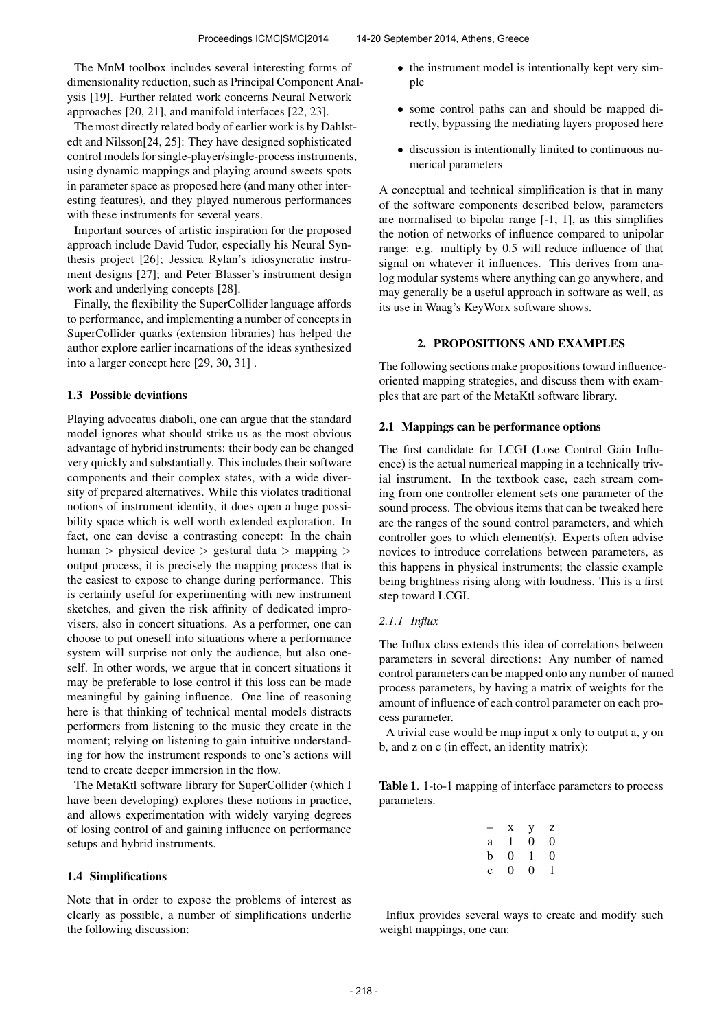The MnM toolbox includes several interesting forms of dimensionality reduction, such as Principal Component Analysis [19]. Further related work concerns Neural Network approaches [20, 21], and manifold interfaces [22, 23].

The most directly related body of earlier work is by Dahlstedt and Nilsson[24, 25]: They have designed sophisticated control models for single-player/single-process instruments, using dynamic mappings and playing around sweets spots in parameter space as proposed here (and many other interesting features), and they played numerous performances with these instruments for several years.

Important sources of artistic inspiration for the proposed approach include David Tudor, especially his Neural Synthesis project [26]; Jessica Rylan's idiosyncratic instrument designs [27]; and Peter Blasser's instrument design work and underlying concepts [28].

Finally, the flexibility the SuperCollider language affords to performance, and implementing a number of concepts in SuperCollider quarks (extension libraries) has helped the author explore earlier incarnations of the ideas synthesized into a larger concept here [29, 30, 31] .

### 1.3 Possible deviations

Playing advocatus diaboli, one can argue that the standard model ignores what should strike us as the most obvious advantage of hybrid instruments: their body can be changed very quickly and substantially. This includes their software components and their complex states, with a wide diversity of prepared alternatives. While this violates traditional notions of instrument identity, it does open a huge possibility space which is well worth extended exploration. In fact, one can devise a contrasting concept: In the chain human > physical device > gestural data > mapping > output process, it is precisely the mapping process that is the easiest to expose to change during performance. This is certainly useful for experimenting with new instrument sketches, and given the risk affinity of dedicated improvisers, also in concert situations. As a performer, one can choose to put oneself into situations where a performance system will surprise not only the audience, but also oneself. In other words, we argue that in concert situations it may be preferable to lose control if this loss can be made meaningful by gaining influence. One line of reasoning here is that thinking of technical mental models distracts performers from listening to the music they create in the moment; relying on listening to gain intuitive understanding for how the instrument responds to one's actions will tend to create deeper immersion in the flow.

The MetaKtl software library for SuperCollider (which I have been developing) explores these notions in practice, and allows experimentation with widely varying degrees of losing control of and gaining influence on performance setups and hybrid instruments.

### 1.4 Simplifications

Note that in order to expose the problems of interest as clearly as possible, a number of simplifications underlie the following discussion:

- the instrument model is intentionally kept very simple
- some control paths can and should be mapped directly, bypassing the mediating layers proposed here
- discussion is intentionally limited to continuous numerical parameters

A conceptual and technical simplification is that in many of the software components described below, parameters are normalised to bipolar range [-1, 1], as this simplifies the notion of networks of influence compared to unipolar range: e.g. multiply by 0.5 will reduce influence of that signal on whatever it influences. This derives from analog modular systems where anything can go anywhere, and may generally be a useful approach in software as well, as its use in Waag's KeyWorx software shows.

## 2. PROPOSITIONS AND EXAMPLES

The following sections make propositions toward influence-oriented mapping strategies, and discuss them with examples that are part of the MetaKtl software library.

### 2.1 Mappings can be performance options

The first candidate for LCGI (Lose Control Gain Influence) is the actual numerical mapping in a technically trivial instrument. In the textbook case, each stream coming from one controller element sets one parameter of the sound process. The obvious items that can be tweaked here are the ranges of the sound control parameters, and which controller goes to which element(s). Experts often advise novices to introduce correlations between parameters, as this happens in physical instruments; the classic example being brightness rising along with loudness. This is a first step toward LCGI.

#### 2.1.1 Influx

The Influx class extends this idea of correlations between parameters in several directions: Any number of named control parameters can be mapped onto any number of named process parameters, by having a matrix of weights for the amount of influence of each control parameter on each process parameter.

A trivial case would be map input x only to output a, y on b, and z on c (in effect, an identity matrix):

**Table 1**. 1-to-1 mapping of interface parameters to process parameters.

| – | x | y | z |
|---|---|---|---|
| a | 1 | 0 | 0 |
| b | 0 | 1 | 0 |
| c | 0 | 0 | 1 |

Influx provides several ways to create and modify such weight mappings, one can: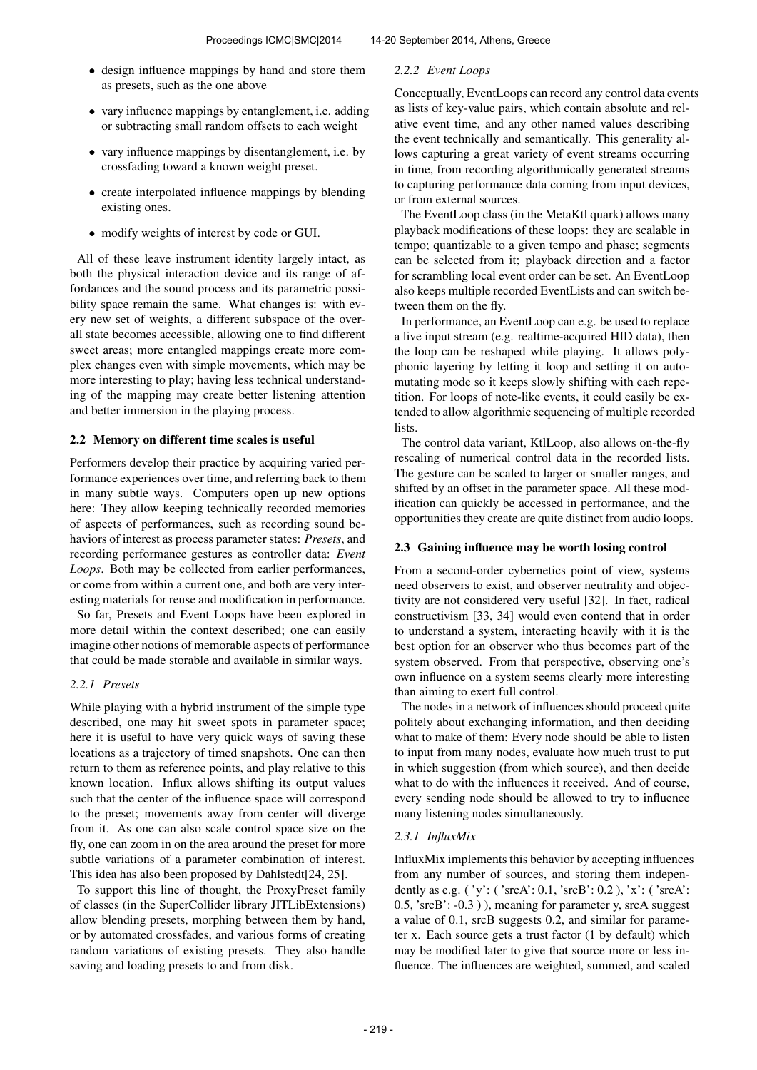- design influence mappings by hand and store them as presets, such as the one above
- vary influence mappings by entanglement, i.e. adding or subtracting small random offsets to each weight
- vary influence mappings by disentanglement, i.e. by crossfading toward a known weight preset.
- create interpolated influence mappings by blending existing ones.
- modify weights of interest by code or GUI.

All of these leave instrument identity largely intact, as both the physical interaction device and its range of affordances and the sound process and its parametric possibility space remain the same. What changes is: with every new set of weights, a different subspace of the overall state becomes accessible, allowing one to find different sweet areas; more entangled mappings create more complex changes even with simple movements, which may be more interesting to play; having less technical understanding of the mapping may create better listening attention and better immersion in the playing process.

## 2.2 Memory on different time scales is useful

Performers develop their practice by acquiring varied performance experiences over time, and referring back to them in many subtle ways. Computers open up new options here: They allow keeping technically recorded memories of aspects of performances, such as recording sound behaviors of interest as process parameter states: *Presets*, and recording performance gestures as controller data: *Event Loops*. Both may be collected from earlier performances, or come from within a current one, and both are very interesting materials for reuse and modification in performance.

So far, Presets and Event Loops have been explored in more detail within the context described; one can easily imagine other notions of memorable aspects of performance that could be made storable and available in similar ways.

### *2.2.1 Presets*

While playing with a hybrid instrument of the simple type described, one may hit sweet spots in parameter space; here it is useful to have very quick ways of saving these locations as a trajectory of timed snapshots. One can then return to them as reference points, and play relative to this known location. Influx allows shifting its output values such that the center of the influence space will correspond to the preset; movements away from center will diverge from it. As one can also scale control space size on the fly, one can zoom in on the area around the preset for more subtle variations of a parameter combination of interest. This idea has also been proposed by Dahlstedt[24, 25].

To support this line of thought, the ProxyPreset family of classes (in the SuperCollider library JITLibExtensions) allow blending presets, morphing between them by hand, or by automated crossfades, and various forms of creating random variations of existing presets. They also handle saving and loading presets to and from disk.

### *2.2.2 Event Loops*

Conceptually, EventLoops can record any control data events as lists of key-value pairs, which contain absolute and relative event time, and any other named values describing the event technically and semantically. This generality allows capturing a great variety of event streams occurring in time, from recording algorithmically generated streams to capturing performance data coming from input devices, or from external sources.

The EventLoop class (in the MetaKtl quark) allows many playback modifications of these loops: they are scalable in tempo; quantizable to a given tempo and phase; segments can be selected from it; playback direction and a factor for scrambling local event order can be set. An EventLoop also keeps multiple recorded EventLists and can switch between them on the fly.

In performance, an EventLoop can e.g. be used to replace a live input stream (e.g. realtime-acquired HID data), then the loop can be reshaped while playing. It allows polyphonic layering by letting it loop and setting it on automutating mode so it keeps slowly shifting with each repetition. For loops of note-like events, it could easily be extended to allow algorithmic sequencing of multiple recorded lists.

The control data variant, KtlLoop, also allows on-the-fly rescaling of numerical control data in the recorded lists. The gesture can be scaled to larger or smaller ranges, and shifted by an offset in the parameter space. All these modification can quickly be accessed in performance, and the opportunities they create are quite distinct from audio loops.

## 2.3 Gaining influence may be worth losing control

From a second-order cybernetics point of view, systems need observers to exist, and observer neutrality and objectivity are not considered very useful [32]. In fact, radical constructivism [33, 34] would even contend that in order to understand a system, interacting heavily with it is the best option for an observer who thus becomes part of the system observed. From that perspective, observing one's own influence on a system seems clearly more interesting than aiming to exert full control.

The nodes in a network of influences should proceed quite politely about exchanging information, and then deciding what to make of them: Every node should be able to listen to input from many nodes, evaluate how much trust to put in which suggestion (from which source), and then decide what to do with the influences it received. And of course, every sending node should be allowed to try to influence many listening nodes simultaneously.

### *2.3.1 InfluxMix*

InfluxMix implements this behavior by accepting influences from any number of sources, and storing them independently as e.g. ( 'y': ( 'srcA': 0.1, 'srcB': 0.2 ), 'x': ( 'srcA': 0.5, 'srcB': -0.3 ) ), meaning for parameter y, srcA suggest a value of 0.1, srcB suggests 0.2, and similar for parameter x. Each source gets a trust factor (1 by default) which may be modified later to give that source more or less influence. The influences are weighted, summed, and scaled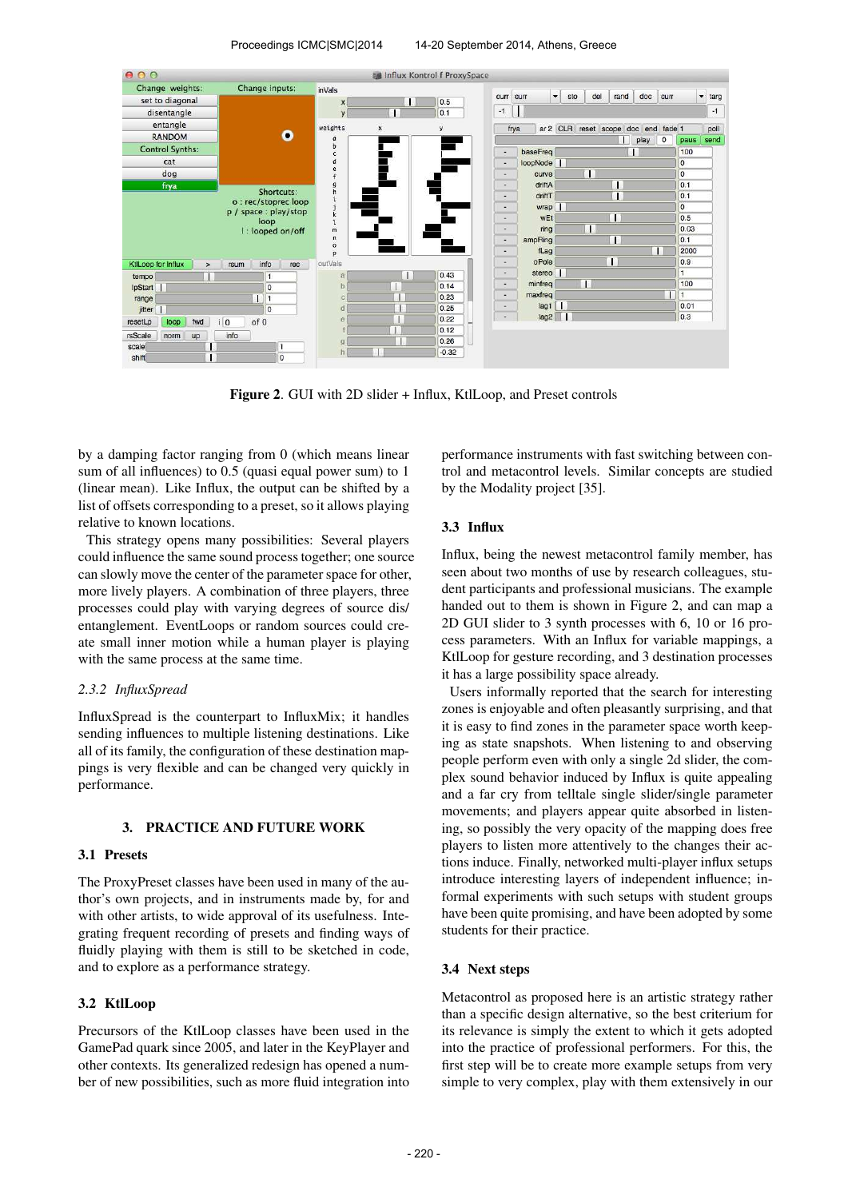**Figure 2**. GUI with 2D slider + Influx, KtlLoop, and Preset controls

by a damping factor ranging from 0 (which means linear sum of all influences) to 0.5 (quasi equal power sum) to 1 (linear mean). Like Influx, the output can be shifted by a list of offsets corresponding to a preset, so it allows playing relative to known locations.

This strategy opens many possibilities: Several players could influence the same sound process together; one source can slowly move the center of the parameter space for other, more lively players. A combination of three players, three processes could play with varying degrees of source dis/entanglement. EventLoops or random sources could create small inner motion while a human player is playing with the same process at the same time.

### 2.3.2 InfluxSpread

InfluxSpread is the counterpart to InfluxMix; it handles sending influences to multiple listening destinations. Like all of its family, the configuration of these destination mappings is very flexible and can be changed very quickly in performance.

## 3. PRACTICE AND FUTURE WORK

### 3.1 Presets

The ProxyPreset classes have been used in many of the author's own projects, and in instruments made by, for and with other artists, to wide approval of its usefulness. Integrating frequent recording of presets and finding ways of fluidly playing with them is still to be sketched in code, and to explore as a performance strategy.

### 3.2 KtlLoop

Precursors of the KtlLoop classes have been used in the GamePad quark since 2005, and later in the KeyPlayer and other contexts. Its generalized redesign has opened a number of new possibilities, such as more fluid integration into performance instruments with fast switching between control and metacontrol levels. Similar concepts are studied by the Modality project [35].

### 3.3 Influx

Influx, being the newest metacontrol family member, has seen about two months of use by research colleagues, student participants and professional musicians. The example handed out to them is shown in Figure 2, and can map a 2D GUI slider to 3 synth processes with 6, 10 or 16 process parameters. With an Influx for variable mappings, a KtlLoop for gesture recording, and 3 destination processes it has a large possibility space already.

Users informally reported that the search for interesting zones is enjoyable and often pleasantly surprising, and that it is easy to find zones in the parameter space worth keeping as state snapshots. When listening to and observing people perform even with only a single 2d slider, the complex sound behavior induced by Influx is quite appealing and a far cry from telltale single slider/single parameter movements; and players appear quite absorbed in listening, so possibly the very opacity of the mapping does free players to listen more attentively to the changes their actions induce. Finally, networked multi-player influx setups introduce interesting layers of independent influence; informal experiments with such setups with student groups have been quite promising, and have been adopted by some students for their practice.

### 3.4 Next steps

Metacontrol as proposed here is an artistic strategy rather than a specific design alternative, so the best criterium for its relevance is simply the extent to which it gets adopted into the practice of professional performers. For this, the first step will be to create more example setups from very simple to very complex, play with them extensively in our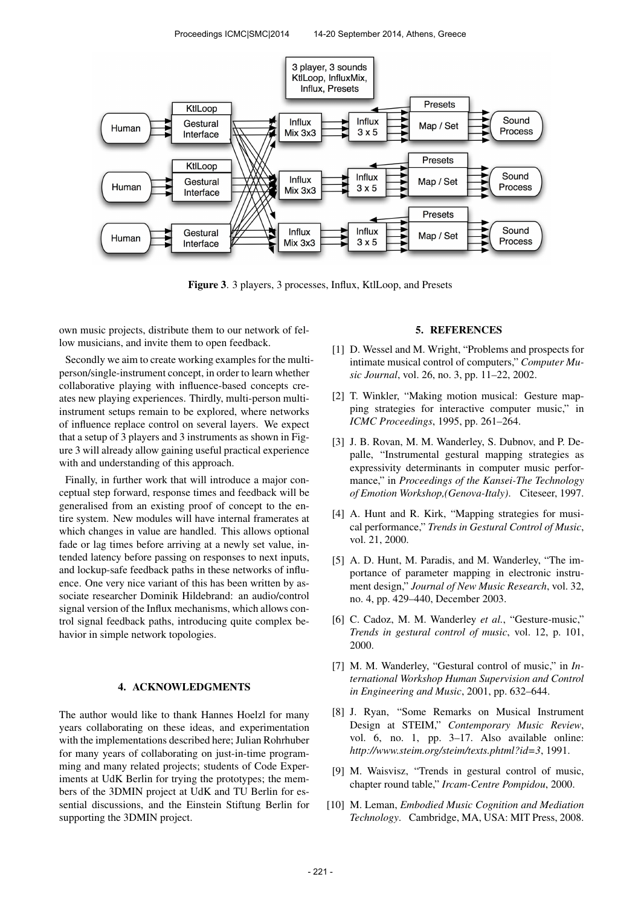Figure 3. 3 players, 3 processes, Influx, KtlLoop, and Presets

own music projects, distribute them to our network of fellow musicians, and invite them to open feedback.

Secondly we aim to create working examples for the multi-person/single-instrument concept, in order to learn whether collaborative playing with influence-based concepts creates new playing experiences. Thirdly, multi-person multi-instrument setups remain to be explored, where networks of influence replace control on several layers. We expect that a setup of 3 players and 3 instruments as shown in Figure 3 will already allow gaining useful practical experience with and understanding of this approach.

Finally, in further work that will introduce a major conceptual step forward, response times and feedback will be generalised from an existing proof of concept to the entire system. New modules will have internal framerates at which changes in value are handled. This allows optional fade or lag times before arriving at a newly set value, intended latency before passing on responses to next inputs, and lockup-safe feedback paths in these networks of influence. One very nice variant of this has been written by associate researcher Dominik Hildebrand: an audio/control signal version of the Influx mechanisms, which allows control signal feedback paths, introducing quite complex behavior in simple network topologies.

## 4. ACKNOWLEDGMENTS

The author would like to thank Hannes Hoelzl for many years collaborating on these ideas, and experimentation with the implementations described here; Julian Rohrhuber for many years of collaborating on just-in-time programming and many related projects; students of Code Experiments at UdK Berlin for trying the prototypes; the members of the 3DMIN project at UdK and TU Berlin for essential discussions, and the Einstein Stiftung Berlin for supporting the 3DMIN project.

## 5. REFERENCES

[1] D. Wessel and M. Wright, "Problems and prospects for intimate musical control of computers," *Computer Music Journal*, vol. 26, no. 3, pp. 11–22, 2002.

[2] T. Winkler, "Making motion musical: Gesture mapping strategies for interactive computer music," in *ICMC Proceedings*, 1995, pp. 261–264.

[3] J. B. Rovan, M. M. Wanderley, S. Dubnov, and P. Depalle, "Instrumental gestural mapping strategies as expressivity determinants in computer music performance," in *Proceedings of the Kansei-The Technology of Emotion Workshop,(Genova-Italy)*. Citeseer, 1997.

[4] A. Hunt and R. Kirk, "Mapping strategies for musical performance," *Trends in Gestural Control of Music*, vol. 21, 2000.

[5] A. D. Hunt, M. Paradis, and M. Wanderley, "The importance of parameter mapping in electronic instrument design," *Journal of New Music Research*, vol. 32, no. 4, pp. 429–440, December 2003.

[6] C. Cadoz, M. M. Wanderley *et al.*, "Gesture-music," *Trends in gestural control of music*, vol. 12, p. 101, 2000.

[7] M. M. Wanderley, "Gestural control of music," in *International Workshop Human Supervision and Control in Engineering and Music*, 2001, pp. 632–644.

[8] J. Ryan, "Some Remarks on Musical Instrument Design at STEIM," *Contemporary Music Review*, vol. 6, no. 1, pp. 3–17. Also available online: *http://www.steim.org/steim/texts.phtml?id=3*, 1991.

[9] M. Waisvisz, "Trends in gestural control of music, chapter round table," *Ircam-Centre Pompidou*, 2000.

[10] M. Leman, *Embodied Music Cognition and Mediation Technology*. Cambridge, MA, USA: MIT Press, 2008.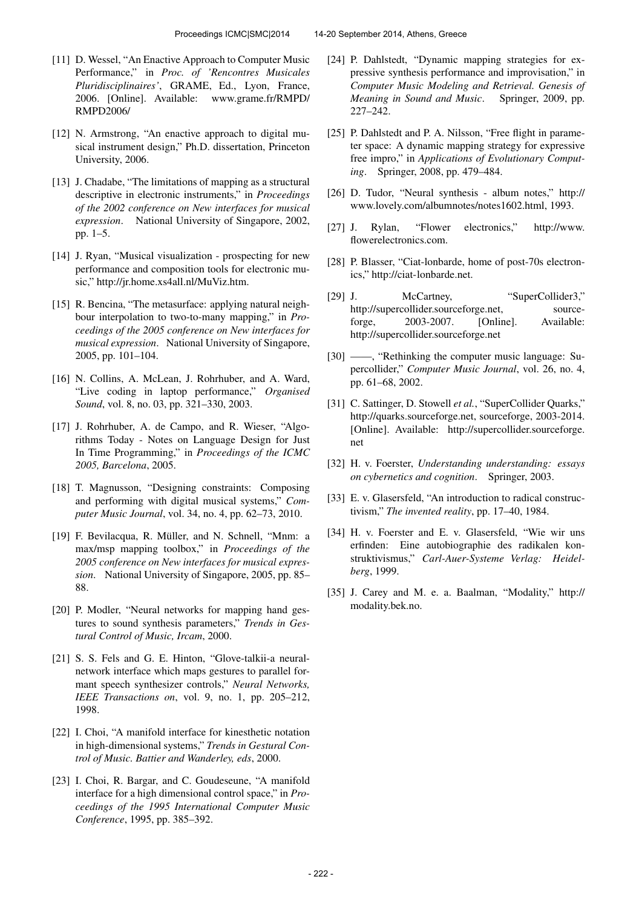[11] D. Wessel, "An Enactive Approach to Computer Music Performance," in *Proc. of 'Rencontres Musicales Pluridisciplinaires'*, GRAME, Ed., Lyon, France, 2006. [Online]. Available: www.grame.fr/RMPD/RMPD2006/

[12] N. Armstrong, "An enactive approach to digital musical instrument design," Ph.D. dissertation, Princeton University, 2006.

[13] J. Chadabe, "The limitations of mapping as a structural descriptive in electronic instruments," in *Proceedings of the 2002 conference on New interfaces for musical expression*. National University of Singapore, 2002, pp. 1–5.

[14] J. Ryan, "Musical visualization - prospecting for new performance and composition tools for electronic music," http://jr.home.xs4all.nl/MuViz.htm.

[15] R. Bencina, "The metasurface: applying natural neighbour interpolation to two-to-many mapping," in *Proceedings of the 2005 conference on New interfaces for musical expression*. National University of Singapore, 2005, pp. 101–104.

[16] N. Collins, A. McLean, J. Rohrhuber, and A. Ward, "Live coding in laptop performance," *Organised Sound*, vol. 8, no. 03, pp. 321–330, 2003.

[17] J. Rohrhuber, A. de Campo, and R. Wieser, "Algorithms Today - Notes on Language Design for Just In Time Programming," in *Proceedings of the ICMC 2005, Barcelona*, 2005.

[18] T. Magnusson, "Designing constraints: Composing and performing with digital musical systems," *Computer Music Journal*, vol. 34, no. 4, pp. 62–73, 2010.

[19] F. Bevilacqua, R. Müller, and N. Schnell, "Mnm: a max/msp mapping toolbox," in *Proceedings of the 2005 conference on New interfaces for musical expression*. National University of Singapore, 2005, pp. 85–88.

[20] P. Modler, "Neural networks for mapping hand gestures to sound synthesis parameters," *Trends in Gestural Control of Music, Ircam*, 2000.

[21] S. S. Fels and G. E. Hinton, "Glove-talkii-a neural-network interface which maps gestures to parallel formant speech synthesizer controls," *Neural Networks, IEEE Transactions on*, vol. 9, no. 1, pp. 205–212, 1998.

[22] I. Choi, "A manifold interface for kinesthetic notation in high-dimensional systems," *Trends in Gestural Control of Music. Battier and Wanderley, eds*, 2000.

[23] I. Choi, R. Bargar, and C. Goudeseune, "A manifold interface for a high dimensional control space," in *Proceedings of the 1995 International Computer Music Conference*, 1995, pp. 385–392.

[24] P. Dahlstedt, "Dynamic mapping strategies for expressive synthesis performance and improvisation," in *Computer Music Modeling and Retrieval. Genesis of Meaning in Sound and Music*. Springer, 2009, pp. 227–242.

[25] P. Dahlstedt and P. A. Nilsson, "Free flight in parameter space: A dynamic mapping strategy for expressive free impro," in *Applications of Evolutionary Computing*. Springer, 2008, pp. 479–484.

[26] D. Tudor, "Neural synthesis - album notes," http://www.lovely.com/albumnotes/notes1602.html, 1993.

[27] J. Rylan, "Flower electronics," http://www.flowerelectronics.com.

[28] P. Blasser, "Ciat-lonbarde, home of post-70s electronics," http://ciat-lonbarde.net.

[29] J. McCartney, "SuperCollider3," http://supercollider.sourceforge.net, sourceforge, 2003-2007. [Online]. Available: http://supercollider.sourceforge.net

[30] ——, "Rethinking the computer music language: Supercollider," *Computer Music Journal*, vol. 26, no. 4, pp. 61–68, 2002.

[31] C. Sattinger, D. Stowell *et al.*, "SuperCollider Quarks," http://quarks.sourceforge.net, sourceforge, 2003-2014. [Online]. Available: http://supercollider.sourceforge.net

[32] H. v. Foerster, *Understanding understanding: essays on cybernetics and cognition*. Springer, 2003.

[33] E. v. Glasersfeld, "An introduction to radical constructivism," *The invented reality*, pp. 17–40, 1984.

[34] H. v. Foerster and E. v. Glasersfeld, "Wie wir uns erfinden: Eine autobiographie des radikalen konstruktivismus," *Carl-Auer-Systeme Verlag: Heidelberg*, 1999.

[35] J. Carey and M. e. a. Baalman, "Modality," http://modality.bek.no.